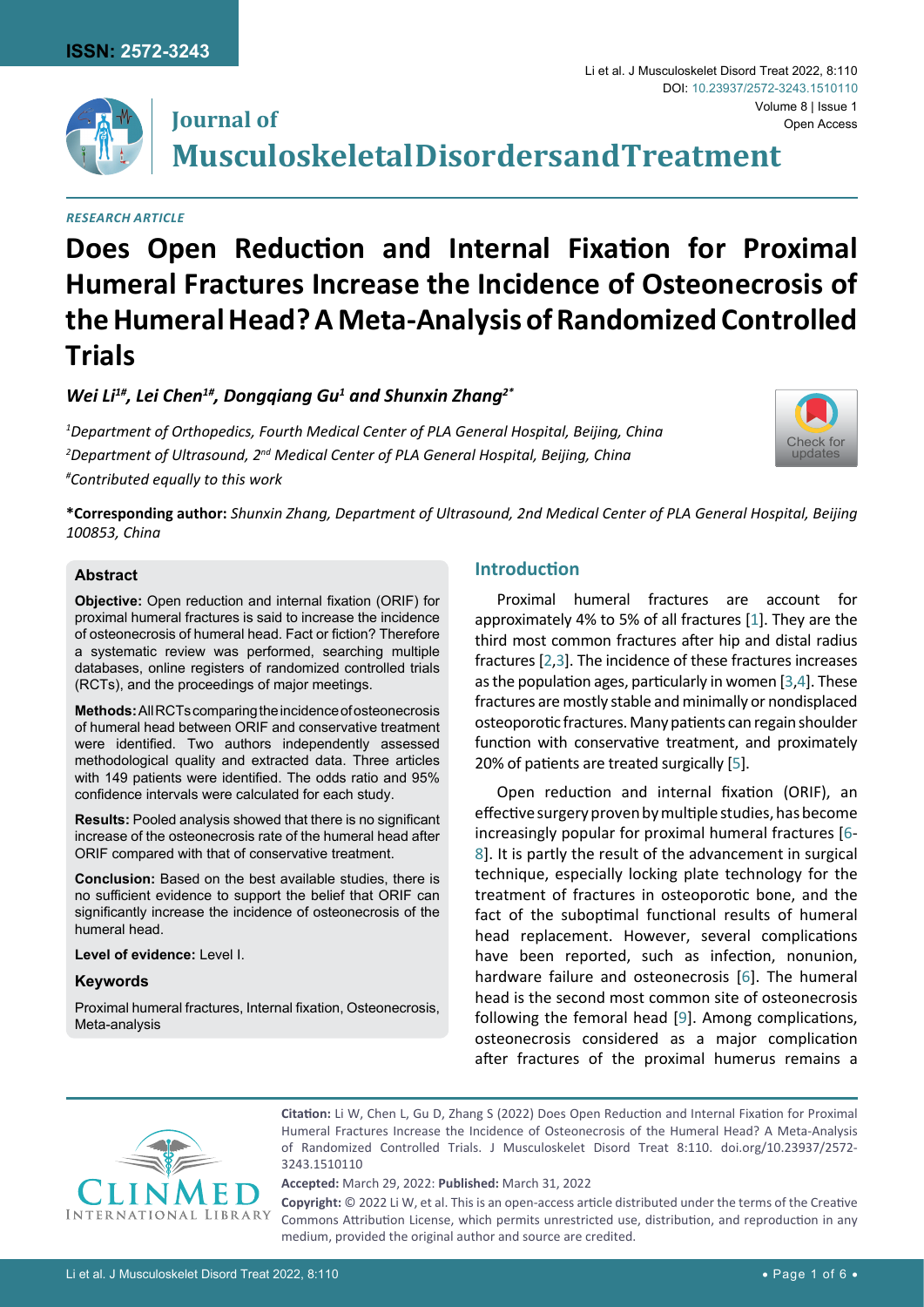RESEARCH ARTICLE

# Does Open Reduction and Internal Fixation for Proximal Humeral Fractures Increase the Incidence of Osteonecrosis of the Humeral Head? A Meta-Analysis of Randomized Controlled Trials

*Wei Li[1#], Lei Chen[1#], Dongqiang Gu[1] and Shunxin Zhang[2*]*

*[1]Department of Orthopedics, Fourth Medical Center of PLA General Hospital, Beijing, China*
*[2]Department of Ultrasound, 2nd Medical Center of PLA General Hospital, Beijing, China*
*[#]Contributed equally to this work*

**\*Corresponding author:** *Shunxin Zhang, Department of Ultrasound, 2nd Medical Center of PLA General Hospital, Beijing 100853, China*

## Abstract

**Objective:** Open reduction and internal fixation (ORIF) for proximal humeral fractures is said to increase the incidence of osteonecrosis of humeral head. Fact or fiction? Therefore a systematic review was performed, searching multiple databases, online registers of randomized controlled trials (RCTs), and the proceedings of major meetings.

**Methods:** All RCTs comparing the incidence of osteonecrosis of humeral head between ORIF and conservative treatment were identified. Two authors independently assessed methodological quality and extracted data. Three articles with 149 patients were identified. The odds ratio and 95% confidence intervals were calculated for each study.

**Results:** Pooled analysis showed that there is no significant increase of the osteonecrosis rate of the humeral head after ORIF compared with that of conservative treatment.

**Conclusion:** Based on the best available studies, there is no sufficient evidence to support the belief that ORIF can significantly increase the incidence of osteonecrosis of the humeral head.

**Level of evidence:** Level I.

### Keywords

Proximal humeral fractures, Internal fixation, Osteonecrosis, Meta-analysis

## Introduction

Proximal humeral fractures are account for approximately 4% to 5% of all fractures [1]. They are the third most common fractures after hip and distal radius fractures [2,3]. The incidence of these fractures increases as the population ages, particularly in women [3,4]. These fractures are mostly stable and minimally or nondisplaced osteoporotic fractures. Many patients can regain shoulder function with conservative treatment, and proximately 20% of patients are treated surgically [5].

Open reduction and internal fixation (ORIF), an effective surgery proven by multiple studies, has become increasingly popular for proximal humeral fractures [6-8]. It is partly the result of the advancement in surgical technique, especially locking plate technology for the treatment of fractures in osteoporotic bone, and the fact of the suboptimal functional results of humeral head replacement. However, several complications have been reported, such as infection, nonunion, hardware failure and osteonecrosis [6]. The humeral head is the second most common site of osteonecrosis following the femoral head [9]. Among complications, osteonecrosis considered as a major complication after fractures of the proximal humerus remains a

**Citation:** Li W, Chen L, Gu D, Zhang S (2022) Does Open Reduction and Internal Fixation for Proximal Humeral Fractures Increase the Incidence of Osteonecrosis of the Humeral Head? A Meta-Analysis of Randomized Controlled Trials. J Musculoskelet Disord Treat 8:110. doi.org/10.23937/2572-3243.1510110

**Accepted:** March 29, 2022: **Published:** March 31, 2022

**Copyright:** © 2022 Li W, et al. This is an open-access article distributed under the terms of the Creative Commons Attribution License, which permits unrestricted use, distribution, and reproduction in any medium, provided the original author and source are credited.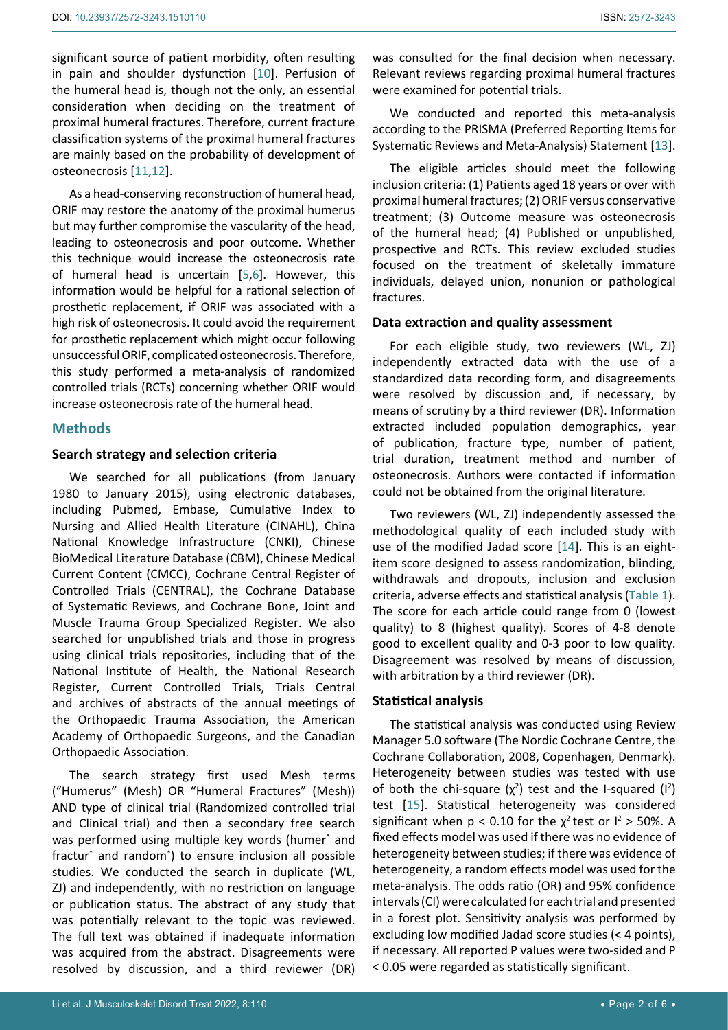significant source of patient morbidity, often resulting in pain and shoulder dysfunction [10]. Perfusion of the humeral head is, though not the only, an essential consideration when deciding on the treatment of proximal humeral fractures. Therefore, current fracture classification systems of the proximal humeral fractures are mainly based on the probability of development of osteonecrosis [11,12].

As a head-conserving reconstruction of humeral head, ORIF may restore the anatomy of the proximal humerus but may further compromise the vascularity of the head, leading to osteonecrosis and poor outcome. Whether this technique would increase the osteonecrosis rate of humeral head is uncertain [5,6]. However, this information would be helpful for a rational selection of prosthetic replacement, if ORIF was associated with a high risk of osteonecrosis. It could avoid the requirement for prosthetic replacement which might occur following unsuccessful ORIF, complicated osteonecrosis. Therefore, this study performed a meta-analysis of randomized controlled trials (RCTs) concerning whether ORIF would increase osteonecrosis rate of the humeral head.

## Methods

### Search strategy and selection criteria

We searched for all publications (from January 1980 to January 2015), using electronic databases, including Pubmed, Embase, Cumulative Index to Nursing and Allied Health Literature (CINAHL), China National Knowledge Infrastructure (CNKI), Chinese BioMedical Literature Database (CBM), Chinese Medical Current Content (CMCC), Cochrane Central Register of Controlled Trials (CENTRAL), the Cochrane Database of Systematic Reviews, and Cochrane Bone, Joint and Muscle Trauma Group Specialized Register. We also searched for unpublished trials and those in progress using clinical trials repositories, including that of the National Institute of Health, the National Research Register, Current Controlled Trials, Trials Central and archives of abstracts of the annual meetings of the Orthopaedic Trauma Association, the American Academy of Orthopaedic Surgeons, and the Canadian Orthopaedic Association.

The search strategy first used Mesh terms ("Humerus" (Mesh) OR "Humeral Fractures" (Mesh)) AND type of clinical trial (Randomized controlled trial and Clinical trial) and then a secondary free search was performed using multiple key words (humer* and fractur* and random*) to ensure inclusion all possible studies. We conducted the search in duplicate (WL, ZJ) and independently, with no restriction on language or publication status. The abstract of any study that was potentially relevant to the topic was reviewed. The full text was obtained if inadequate information was acquired from the abstract. Disagreements were resolved by discussion, and a third reviewer (DR) was consulted for the final decision when necessary. Relevant reviews regarding proximal humeral fractures were examined for potential trials.

We conducted and reported this meta-analysis according to the PRISMA (Preferred Reporting Items for Systematic Reviews and Meta-Analysis) Statement [13].

The eligible articles should meet the following inclusion criteria: (1) Patients aged 18 years or over with proximal humeral fractures; (2) ORIF versus conservative treatment; (3) Outcome measure was osteonecrosis of the humeral head; (4) Published or unpublished, prospective and RCTs. This review excluded studies focused on the treatment of skeletally immature individuals, delayed union, nonunion or pathological fractures.

### Data extraction and quality assessment

For each eligible study, two reviewers (WL, ZJ) independently extracted data with the use of a standardized data recording form, and disagreements were resolved by discussion and, if necessary, by means of scrutiny by a third reviewer (DR). Information extracted included population demographics, year of publication, fracture type, number of patient, trial duration, treatment method and number of osteonecrosis. Authors were contacted if information could not be obtained from the original literature.

Two reviewers (WL, ZJ) independently assessed the methodological quality of each included study with use of the modified Jadad score [14]. This is an eight-item score designed to assess randomization, blinding, withdrawals and dropouts, inclusion and exclusion criteria, adverse effects and statistical analysis (Table 1). The score for each article could range from 0 (lowest quality) to 8 (highest quality). Scores of 4-8 denote good to excellent quality and 0-3 poor to low quality. Disagreement was resolved by means of discussion, with arbitration by a third reviewer (DR).

### Statistical analysis

The statistical analysis was conducted using Review Manager 5.0 software (The Nordic Cochrane Centre, the Cochrane Collaboration, 2008, Copenhagen, Denmark). Heterogeneity between studies was tested with use of both the chi-square ($\chi^2$) test and the I-squared ($I^2$) test [15]. Statistical heterogeneity was considered significant when $p < 0.10$ for the $\chi^2$ test or $I^2 > 50\%$. A fixed effects model was used if there was no evidence of heterogeneity between studies; if there was evidence of heterogeneity, a random effects model was used for the meta-analysis. The odds ratio (OR) and 95% confidence intervals (CI) were calculated for each trial and presented in a forest plot. Sensitivity analysis was performed by excluding low modified Jadad score studies (< 4 points), if necessary. All reported P values were two-sided and $P < 0.05$ were regarded as statistically significant.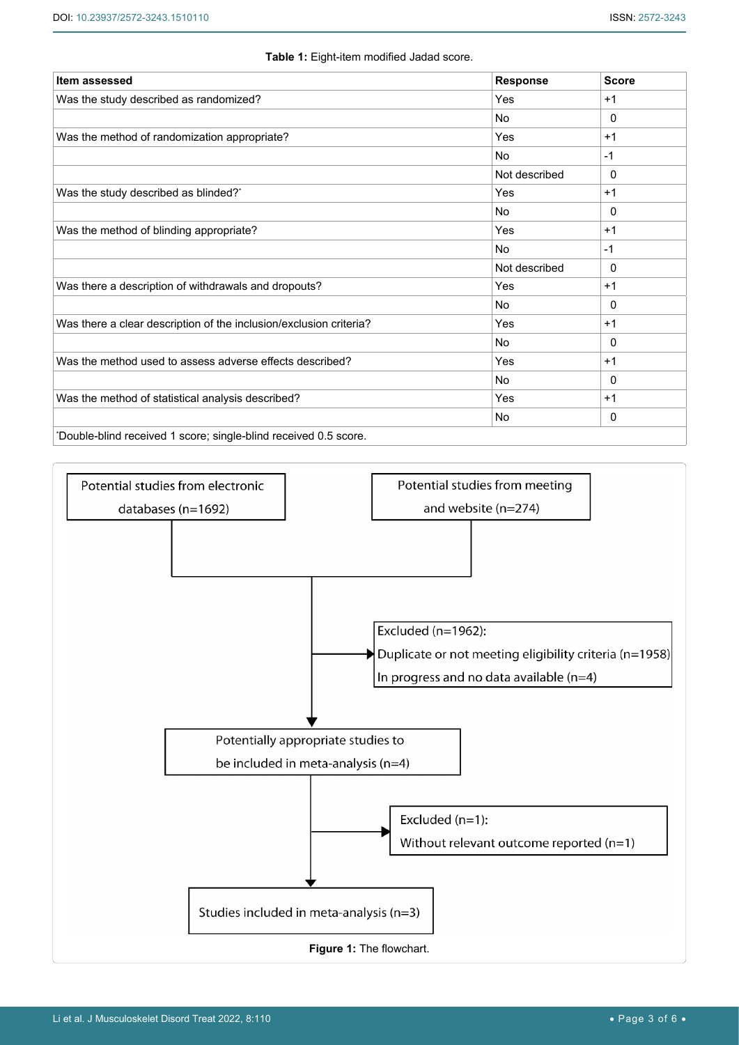**Table 1:** Eight-item modified Jadad score.

| Item assessed | Response | Score |
|---|---|---|
| Was the study described as randomized? | Yes | +1 |
| | No | 0 |
| Was the method of randomization appropriate? | Yes | +1 |
| | No | -1 |
| | Not described | 0 |
| Was the study described as blinded?* | Yes | +1 |
| | No | 0 |
| Was the method of blinding appropriate? | Yes | +1 |
| | No | -1 |
| | Not described | 0 |
| Was there a description of withdrawals and dropouts? | Yes | +1 |
| | No | 0 |
| Was there a clear description of the inclusion/exclusion criteria? | Yes | +1 |
| | No | 0 |
| Was the method used to assess adverse effects described? | Yes | +1 |
| | No | 0 |
| Was the method of statistical analysis described? | Yes | +1 |
| | No | 0 |

*Double-blind received 1 score; single-blind received 0.5 score.

Potential studies from electronic databases (n=1692)

Potential studies from meeting and website (n=274)

Excluded (n=1962):
Duplicate or not meeting eligibility criteria (n=1958)
In progress and no data available (n=4)

Potentially appropriate studies to be included in meta-analysis (n=4)

Excluded (n=1):
Without relevant outcome reported (n=1)

Studies included in meta-analysis (n=3)

**Figure 1:** The flowchart.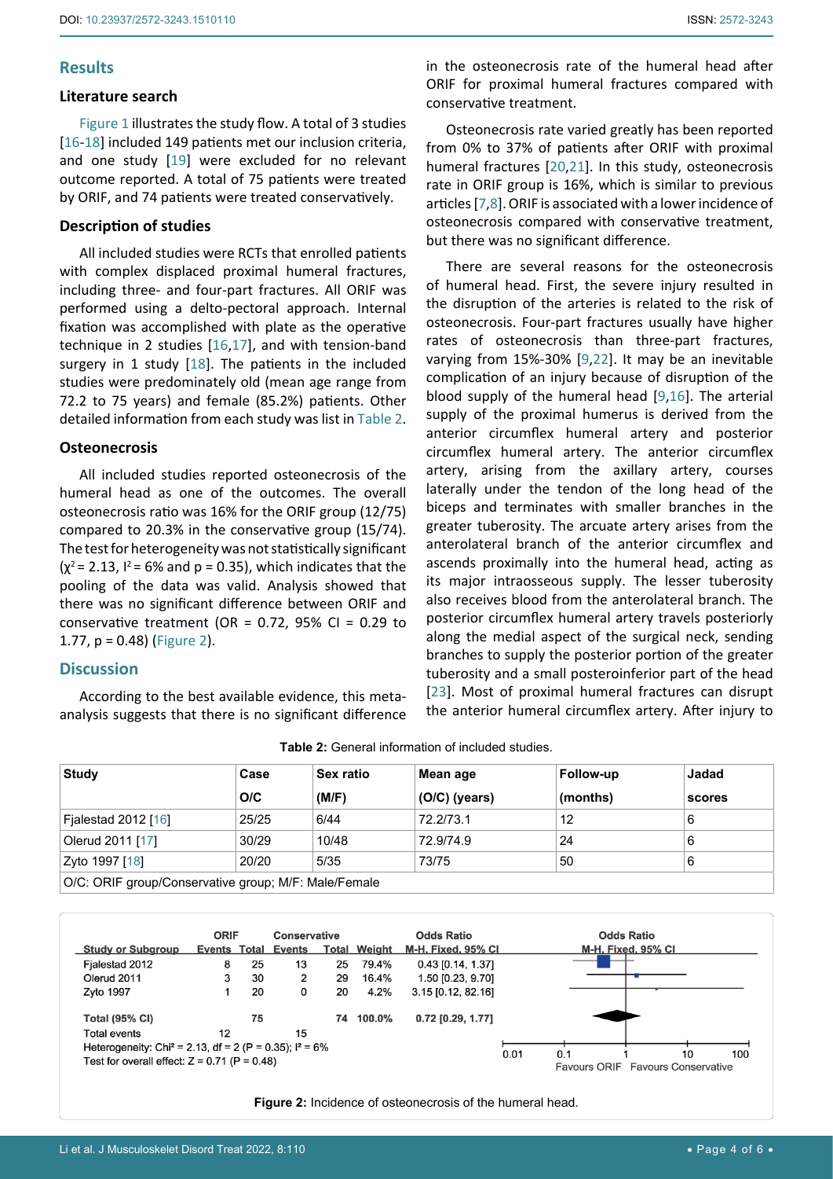## Results

### Literature search

Figure 1 illustrates the study flow. A total of 3 studies [16-18] included 149 patients met our inclusion criteria, and one study [19] were excluded for no relevant outcome reported. A total of 75 patients were treated by ORIF, and 74 patients were treated conservatively.

### Description of studies

All included studies were RCTs that enrolled patients with complex displaced proximal humeral fractures, including three- and four-part fractures. All ORIF was performed using a delto-pectoral approach. Internal fixation was accomplished with plate as the operative technique in 2 studies [16,17], and with tension-band surgery in 1 study [18]. The patients in the included studies were predominately old (mean age range from 72.2 to 75 years) and female (85.2%) patients. Other detailed information from each study was list in Table 2.

### Osteonecrosis

All included studies reported osteonecrosis of the humeral head as one of the outcomes. The overall osteonecrosis ratio was 16% for the ORIF group (12/75) compared to 20.3% in the conservative group (15/74). The test for heterogeneity was not statistically significant ($\chi^2 = 2.13$, $I^2 = 6\%$ and $p = 0.35$), which indicates that the pooling of the data was valid. Analysis showed that there was no significant difference between ORIF and conservative treatment (OR = 0.72, 95% CI = 0.29 to 1.77, p = 0.48) (Figure 2).

## Discussion

According to the best available evidence, this meta-analysis suggests that there is no significant difference in the osteonecrosis rate of the humeral head after ORIF for proximal humeral fractures compared with conservative treatment.

Osteonecrosis rate varied greatly has been reported from 0% to 37% of patients after ORIF with proximal humeral fractures [20,21]. In this study, osteonecrosis rate in ORIF group is 16%, which is similar to previous articles [7,8]. ORIF is associated with a lower incidence of osteonecrosis compared with conservative treatment, but there was no significant difference.

There are several reasons for the osteonecrosis of humeral head. First, the severe injury resulted in the disruption of the arteries is related to the risk of osteonecrosis. Four-part fractures usually have higher rates of osteonecrosis than three-part fractures, varying from 15%-30% [9,22]. It may be an inevitable complication of an injury because of disruption of the blood supply of the humeral head [9,16]. The arterial supply of the proximal humerus is derived from the anterior circumflex humeral artery and posterior circumflex humeral artery. The anterior circumflex artery, arising from the axillary artery, courses laterally under the tendon of the long head of the biceps and terminates with smaller branches in the greater tuberosity. The arcuate artery arises from the anterolateral branch of the anterior circumflex and ascends proximally into the humeral head, acting as its major intraosseous supply. The lesser tuberosity also receives blood from the anterolateral branch. The posterior circumflex humeral artery travels posteriorly along the medial aspect of the surgical neck, sending branches to supply the posterior portion of the greater tuberosity and a small posteroinferior part of the head [23]. Most of proximal humeral fractures can disrupt the anterior humeral circumflex artery. After injury to

**Table 2:** General information of included studies.

| Study | Case O/C | Sex ratio (M/F) | Mean age (O/C) (years) | Follow-up (months) | Jadad scores |
|---|---|---|---|---|---|
| Fjalestad 2012 [16] | 25/25 | 6/44 | 72.2/73.1 | 12 | 6 |
| Olerud 2011 [17] | 30/29 | 10/48 | 72.9/74.9 | 24 | 6 |
| Zyto 1997 [18] | 20/20 | 5/35 | 73/75 | 50 | 6 |

O/C: ORIF group/Conservative group; M/F: Male/Female

| Study or Subgroup | ORIF Events | ORIF Total | Conservative Events | Conservative Total | Weight | Odds Ratio M-H, Fixed, 95% CI |
|---|---|---|---|---|---|---|
| Fjalestad 2012 | 8 | 25 | 13 | 25 | 79.4% | 0.43 [0.14, 1.37] |
| Olerud 2011 | 3 | 30 | 2 | 29 | 16.4% | 1.50 [0.23, 9.70] |
| Zyto 1997 | 1 | 20 | 0 | 20 | 4.2% | 3.15 [0.12, 82.16] |
| Total (95% CI) | | 75 | | 74 | 100.0% | 0.72 [0.29, 1.77] |
| Total events | 12 | | 15 | | | |

Heterogeneity: Chi² = 2.13, df = 2 (P = 0.35); I² = 6%
Test for overall effect: Z = 0.71 (P = 0.48)

Favours ORIF / Favours Conservative

**Figure 2:** Incidence of osteonecrosis of the humeral head.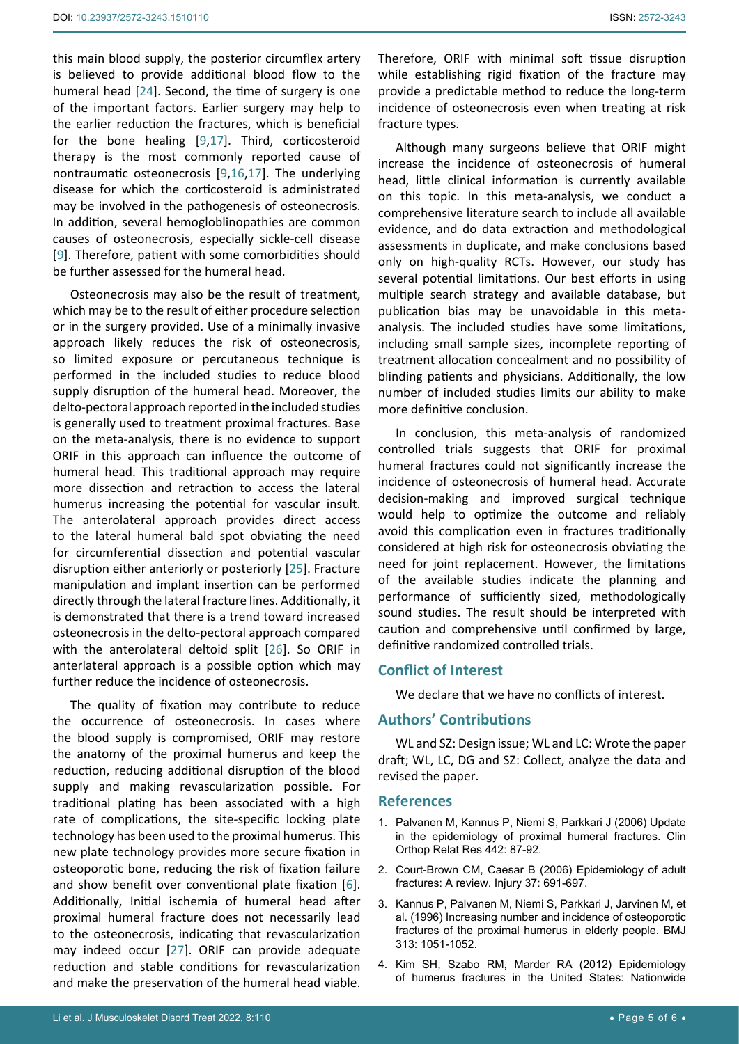this main blood supply, the posterior circumflex artery is believed to provide additional blood flow to the humeral head [24]. Second, the time of surgery is one of the important factors. Earlier surgery may help to the earlier reduction the fractures, which is beneficial for the bone healing [9,17]. Third, corticosteroid therapy is the most commonly reported cause of nontraumatic osteonecrosis [9,16,17]. The underlying disease for which the corticosteroid is administrated may be involved in the pathogenesis of osteonecrosis. In addition, several hemogloblinopathies are common causes of osteonecrosis, especially sickle-cell disease [9]. Therefore, patient with some comorbidities should be further assessed for the humeral head.

Osteonecrosis may also be the result of treatment, which may be to the result of either procedure selection or in the surgery provided. Use of a minimally invasive approach likely reduces the risk of osteonecrosis, so limited exposure or percutaneous technique is performed in the included studies to reduce blood supply disruption of the humeral head. Moreover, the delto-pectoral approach reported in the included studies is generally used to treatment proximal fractures. Base on the meta-analysis, there is no evidence to support ORIF in this approach can influence the outcome of humeral head. This traditional approach may require more dissection and retraction to access the lateral humerus increasing the potential for vascular insult. The anterolateral approach provides direct access to the lateral humeral bald spot obviating the need for circumferential dissection and potential vascular disruption either anteriorly or posteriorly [25]. Fracture manipulation and implant insertion can be performed directly through the lateral fracture lines. Additionally, it is demonstrated that there is a trend toward increased osteonecrosis in the delto-pectoral approach compared with the anterolateral deltoid split [26]. So ORIF in anterlateral approach is a possible option which may further reduce the incidence of osteonecrosis.

The quality of fixation may contribute to reduce the occurrence of osteonecrosis. In cases where the blood supply is compromised, ORIF may restore the anatomy of the proximal humerus and keep the reduction, reducing additional disruption of the blood supply and making revascularization possible. For traditional plating has been associated with a high rate of complications, the site-specific locking plate technology has been used to the proximal humerus. This new plate technology provides more secure fixation in osteoporotic bone, reducing the risk of fixation failure and show benefit over conventional plate fixation [6]. Additionally, Initial ischemia of humeral head after proximal humeral fracture does not necessarily lead to the osteonecrosis, indicating that revascularization may indeed occur [27]. ORIF can provide adequate reduction and stable conditions for revascularization and make the preservation of the humeral head viable. Therefore, ORIF with minimal soft tissue disruption while establishing rigid fixation of the fracture may provide a predictable method to reduce the long-term incidence of osteonecrosis even when treating at risk fracture types.

Although many surgeons believe that ORIF might increase the incidence of osteonecrosis of humeral head, little clinical information is currently available on this topic. In this meta-analysis, we conduct a comprehensive literature search to include all available evidence, and do data extraction and methodological assessments in duplicate, and make conclusions based only on high-quality RCTs. However, our study has several potential limitations. Our best efforts in using multiple search strategy and available database, but publication bias may be unavoidable in this meta-analysis. The included studies have some limitations, including small sample sizes, incomplete reporting of treatment allocation concealment and no possibility of blinding patients and physicians. Additionally, the low number of included studies limits our ability to make more definitive conclusion.

In conclusion, this meta-analysis of randomized controlled trials suggests that ORIF for proximal humeral fractures could not significantly increase the incidence of osteonecrosis of humeral head. Accurate decision-making and improved surgical technique would help to optimize the outcome and reliably avoid this complication even in fractures traditionally considered at high risk for osteonecrosis obviating the need for joint replacement. However, the limitations of the available studies indicate the planning and performance of sufficiently sized, methodologically sound studies. The result should be interpreted with caution and comprehensive until confirmed by large, definitive randomized controlled trials.

## Conflict of Interest

We declare that we have no conflicts of interest.

## Authors' Contributions

WL and SZ: Design issue; WL and LC: Wrote the paper draft; WL, LC, DG and SZ: Collect, analyze the data and revised the paper.

## References

1. Palvanen M, Kannus P, Niemi S, Parkkari J (2006) Update in the epidemiology of proximal humeral fractures. Clin Orthop Relat Res 442: 87-92.
2. Court-Brown CM, Caesar B (2006) Epidemiology of adult fractures: A review. Injury 37: 691-697.
3. Kannus P, Palvanen M, Niemi S, Parkkari J, Jarvinen M, et al. (1996) Increasing number and incidence of osteoporotic fractures of the proximal humerus in elderly people. BMJ 313: 1051-1052.
4. Kim SH, Szabo RM, Marder RA (2012) Epidemiology of humerus fractures in the United States: Nationwide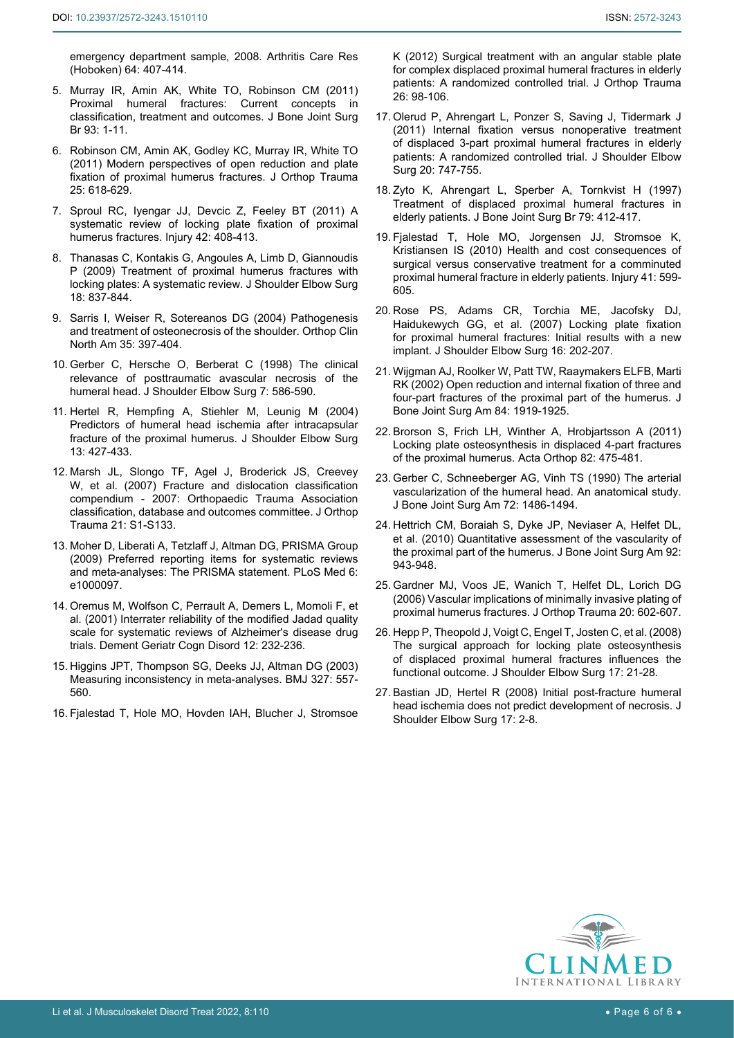emergency department sample, 2008. Arthritis Care Res (Hoboken) 64: 407-414.

5. Murray IR, Amin AK, White TO, Robinson CM (2011) Proximal humeral fractures: Current concepts in classification, treatment and outcomes. J Bone Joint Surg Br 93: 1-11.
6. Robinson CM, Amin AK, Godley KC, Murray IR, White TO (2011) Modern perspectives of open reduction and plate fixation of proximal humerus fractures. J Orthop Trauma 25: 618-629.
7. Sproul RC, Iyengar JJ, Devcic Z, Feeley BT (2011) A systematic review of locking plate fixation of proximal humerus fractures. Injury 42: 408-413.
8. Thanasas C, Kontakis G, Angoules A, Limb D, Giannoudis P (2009) Treatment of proximal humerus fractures with locking plates: A systematic review. J Shoulder Elbow Surg 18: 837-844.
9. Sarris I, Weiser R, Sotereanos DG (2004) Pathogenesis and treatment of osteonecrosis of the shoulder. Orthop Clin North Am 35: 397-404.
10. Gerber C, Hersche O, Berberat C (1998) The clinical relevance of posttraumatic avascular necrosis of the humeral head. J Shoulder Elbow Surg 7: 586-590.
11. Hertel R, Hempfing A, Stiehler M, Leunig M (2004) Predictors of humeral head ischemia after intracapsular fracture of the proximal humerus. J Shoulder Elbow Surg 13: 427-433.
12. Marsh JL, Slongo TF, Agel J, Broderick JS, Creevey W, et al. (2007) Fracture and dislocation classification compendium - 2007: Orthopaedic Trauma Association classification, database and outcomes committee. J Orthop Trauma 21: S1-S133.
13. Moher D, Liberati A, Tetzlaff J, Altman DG, PRISMA Group (2009) Preferred reporting items for systematic reviews and meta-analyses: The PRISMA statement. PLoS Med 6: e1000097.
14. Oremus M, Wolfson C, Perrault A, Demers L, Momoli F, et al. (2001) Interrater reliability of the modified Jadad quality scale for systematic reviews of Alzheimer's disease drug trials. Dement Geriatr Cogn Disord 12: 232-236.
15. Higgins JPT, Thompson SG, Deeks JJ, Altman DG (2003) Measuring inconsistency in meta-analyses. BMJ 327: 557-560.
16. Fjalestad T, Hole MO, Hovden IAH, Blucher J, Stromsoe K (2012) Surgical treatment with an angular stable plate for complex displaced proximal humeral fractures in elderly patients: A randomized controlled trial. J Orthop Trauma 26: 98-106.
17. Olerud P, Ahrengart L, Ponzer S, Saving J, Tidermark J (2011) Internal fixation versus nonoperative treatment of displaced 3-part proximal humeral fractures in elderly patients: A randomized controlled trial. J Shoulder Elbow Surg 20: 747-755.
18. Zyto K, Ahrengart L, Sperber A, Tornkvist H (1997) Treatment of displaced proximal humeral fractures in elderly patients. J Bone Joint Surg Br 79: 412-417.
19. Fjalestad T, Hole MO, Jorgensen JJ, Stromsoe K, Kristiansen IS (2010) Health and cost consequences of surgical versus conservative treatment for a comminuted proximal humeral fracture in elderly patients. Injury 41: 599-605.
20. Rose PS, Adams CR, Torchia ME, Jacofsky DJ, Haidukewych GG, et al. (2007) Locking plate fixation for proximal humeral fractures: Initial results with a new implant. J Shoulder Elbow Surg 16: 202-207.
21. Wijgman AJ, Roolker W, Patt TW, Raaymakers ELFB, Marti RK (2002) Open reduction and internal fixation of three and four-part fractures of the proximal part of the humerus. J Bone Joint Surg Am 84: 1919-1925.
22. Brorson S, Frich LH, Winther A, Hrobjartsson A (2011) Locking plate osteosynthesis in displaced 4-part fractures of the proximal humerus. Acta Orthop 82: 475-481.
23. Gerber C, Schneeberger AG, Vinh TS (1990) The arterial vascularization of the humeral head. An anatomical study. J Bone Joint Surg Am 72: 1486-1494.
24. Hettrich CM, Boraiah S, Dyke JP, Neviaser A, Helfet DL, et al. (2010) Quantitative assessment of the vascularity of the proximal part of the humerus. J Bone Joint Surg Am 92: 943-948.
25. Gardner MJ, Voos JE, Wanich T, Helfet DL, Lorich DG (2006) Vascular implications of minimally invasive plating of proximal humerus fractures. J Orthop Trauma 20: 602-607.
26. Hepp P, Theopold J, Voigt C, Engel T, Josten C, et al. (2008) The surgical approach for locking plate osteosynthesis of displaced proximal humeral fractures influences the functional outcome. J Shoulder Elbow Surg 17: 21-28.
27. Bastian JD, Hertel R (2008) Initial post-fracture humeral head ischemia does not predict development of necrosis. J Shoulder Elbow Surg 17: 2-8.